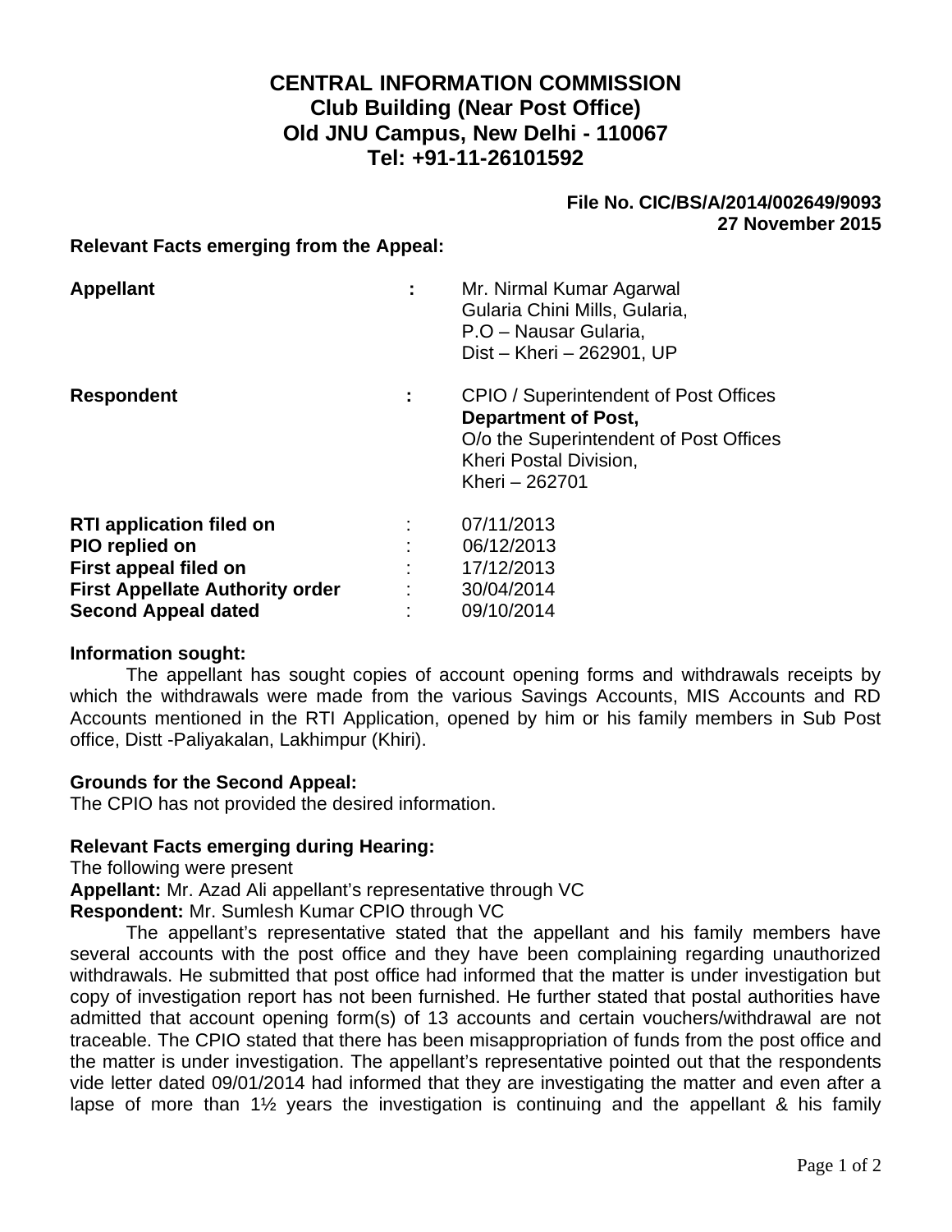# CENTRAL INFORMATION COMMISSION
## Club Building (Near Post Office)
## Old JNU Campus, New Delhi - 110067
## Tel: +91-11-26101592

**File No. CIC/BS/A/2014/002649/9093**
**27 November 2015**

**Relevant Facts emerging from the Appeal:**

| | | |
|---|---|---|
| **Appellant** | **:** | Mr. Nirmal Kumar Agarwal<br>Gularia Chini Mills, Gularia,<br>P.O – Nausar Gularia,<br>Dist – Kheri – 262901, UP |
| **Respondent** | **:** | CPIO / Superintendent of Post Offices<br>**Department of Post,**<br>O/o the Superintendent of Post Offices<br>Kheri Postal Division,<br>Kheri – 262701 |
| **RTI application filed on** | : | 07/11/2013 |
| **PIO replied on** | : | 06/12/2013 |
| **First appeal filed on** | : | 17/12/2013 |
| **First Appellate Authority order** | : | 30/04/2014 |
| **Second Appeal dated** | : | 09/10/2014 |

**Information sought:**

The appellant has sought copies of account opening forms and withdrawals receipts by which the withdrawals were made from the various Savings Accounts, MIS Accounts and RD Accounts mentioned in the RTI Application, opened by him or his family members in Sub Post office, Distt -Paliyakalan, Lakhimpur (Khiri).

**Grounds for the Second Appeal:**

The CPIO has not provided the desired information.

**Relevant Facts emerging during Hearing:**

The following were present

**Appellant:** Mr. Azad Ali appellant's representative through VC

**Respondent:** Mr. Sumlesh Kumar CPIO through VC

The appellant's representative stated that the appellant and his family members have several accounts with the post office and they have been complaining regarding unauthorized withdrawals. He submitted that post office had informed that the matter is under investigation but copy of investigation report has not been furnished. He further stated that postal authorities have admitted that account opening form(s) of 13 accounts and certain vouchers/withdrawal are not traceable. The CPIO stated that there has been misappropriation of funds from the post office and the matter is under investigation. The appellant's representative pointed out that the respondents vide letter dated 09/01/2014 had informed that they are investigating the matter and even after a lapse of more than 1½ years the investigation is continuing and the appellant & his family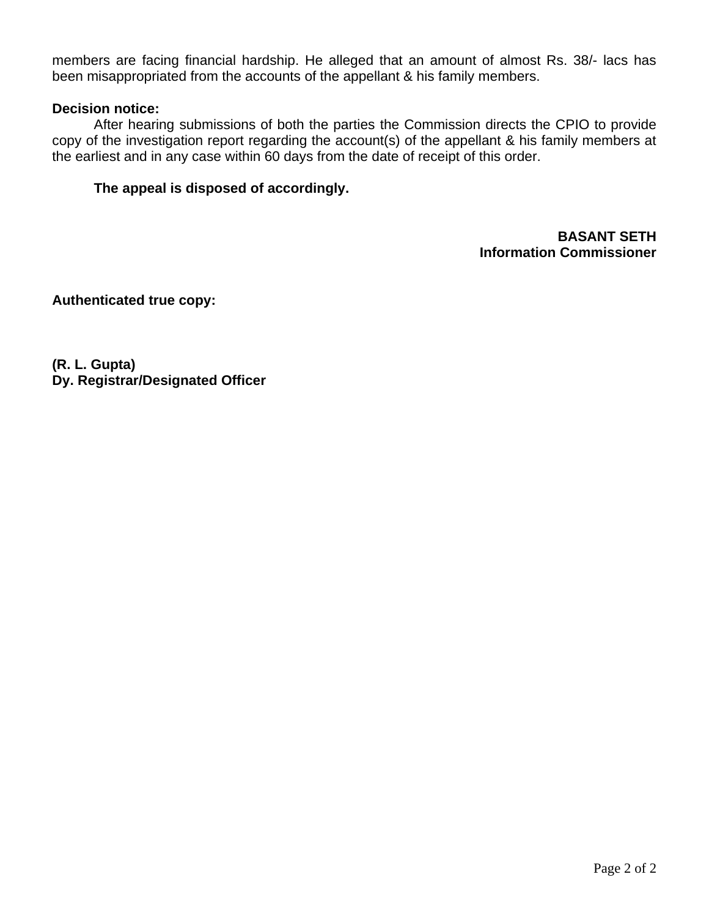members are facing financial hardship. He alleged that an amount of almost Rs. 38/- lacs has been misappropriated from the accounts of the appellant & his family members.

**Decision notice:**

After hearing submissions of both the parties the Commission directs the CPIO to provide copy of the investigation report regarding the account(s) of the appellant & his family members at the earliest and in any case within 60 days from the date of receipt of this order.

**The appeal is disposed of accordingly.**

**BASANT SETH**
**Information Commissioner**

**Authenticated true copy:**

**(R. L. Gupta)**
**Dy. Registrar/Designated Officer**